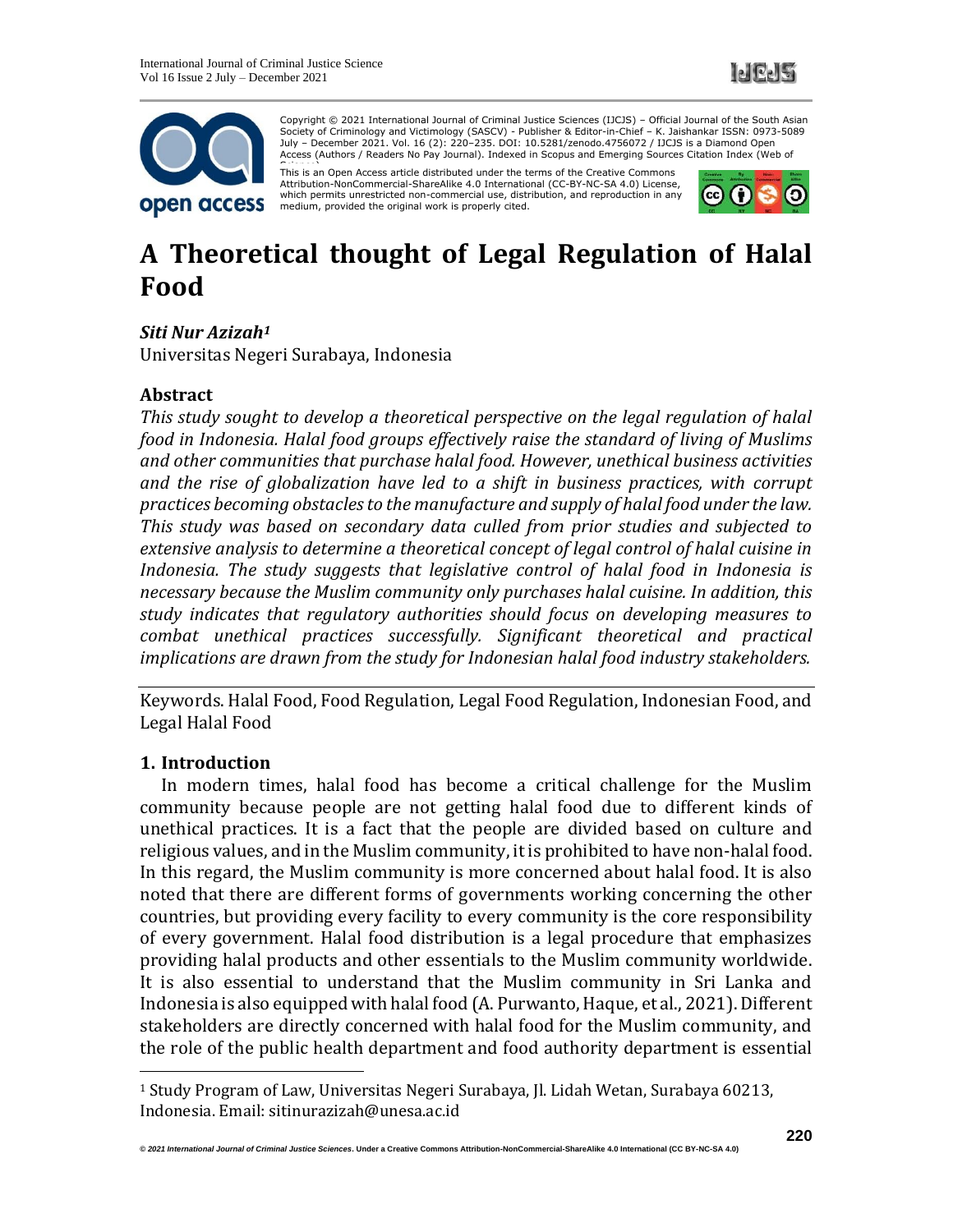Copyright © 2021 International Journal of Criminal Justice Sciences (IJCJS) – Official Journal of the South Asian Society of Criminology and Victimology (SASCV) - Publisher & Editor-in-Chief – K. Jaishankar ISSN: 0973-5089 July – December 2021. Vol. 16 (2): 220–235. DOI: 10.5281/zenodo.4756072 / IJCJS is a Diamond Open Access (Authors / Readers No Pay Journal). Indexed in Scopus and Emerging Sources Citation Index (Web of Science).

This is an Open Access article distributed under the terms of the Creative Commons Attribution-NonCommercial-ShareAlike 4.0 International (CC-BY-NC-SA 4.0) License, which permits unrestricted non-commercial use, distribution, and reproduction in any medium, provided the original work is properly cited.

# A Theoretical thought of Legal Regulation of Halal Food

***Siti Nur Azizah***[1]
Universitas Negeri Surabaya, Indonesia

## Abstract

*This study sought to develop a theoretical perspective on the legal regulation of halal food in Indonesia. Halal food groups effectively raise the standard of living of Muslims and other communities that purchase halal food. However, unethical business activities and the rise of globalization have led to a shift in business practices, with corrupt practices becoming obstacles to the manufacture and supply of halal food under the law. This study was based on secondary data culled from prior studies and subjected to extensive analysis to determine a theoretical concept of legal control of halal cuisine in Indonesia. The study suggests that legislative control of halal food in Indonesia is necessary because the Muslim community only purchases halal cuisine. In addition, this study indicates that regulatory authorities should focus on developing measures to combat unethical practices successfully. Significant theoretical and practical implications are drawn from the study for Indonesian halal food industry stakeholders.*

Keywords. Halal Food, Food Regulation, Legal Food Regulation, Indonesian Food, and Legal Halal Food

## 1. Introduction

In modern times, halal food has become a critical challenge for the Muslim community because people are not getting halal food due to different kinds of unethical practices. It is a fact that the people are divided based on culture and religious values, and in the Muslim community, it is prohibited to have non-halal food. In this regard, the Muslim community is more concerned about halal food. It is also noted that there are different forms of governments working concerning the other countries, but providing every facility to every community is the core responsibility of every government. Halal food distribution is a legal procedure that emphasizes providing halal products and other essentials to the Muslim community worldwide. It is also essential to understand that the Muslim community in Sri Lanka and Indonesia is also equipped with halal food (A. Purwanto, Haque, et al., 2021). Different stakeholders are directly concerned with halal food for the Muslim community, and the role of the public health department and food authority department is essential

---

[1] Study Program of Law, Universitas Negeri Surabaya, Jl. Lidah Wetan, Surabaya 60213, Indonesia. Email: sitinurazizah@unesa.ac.id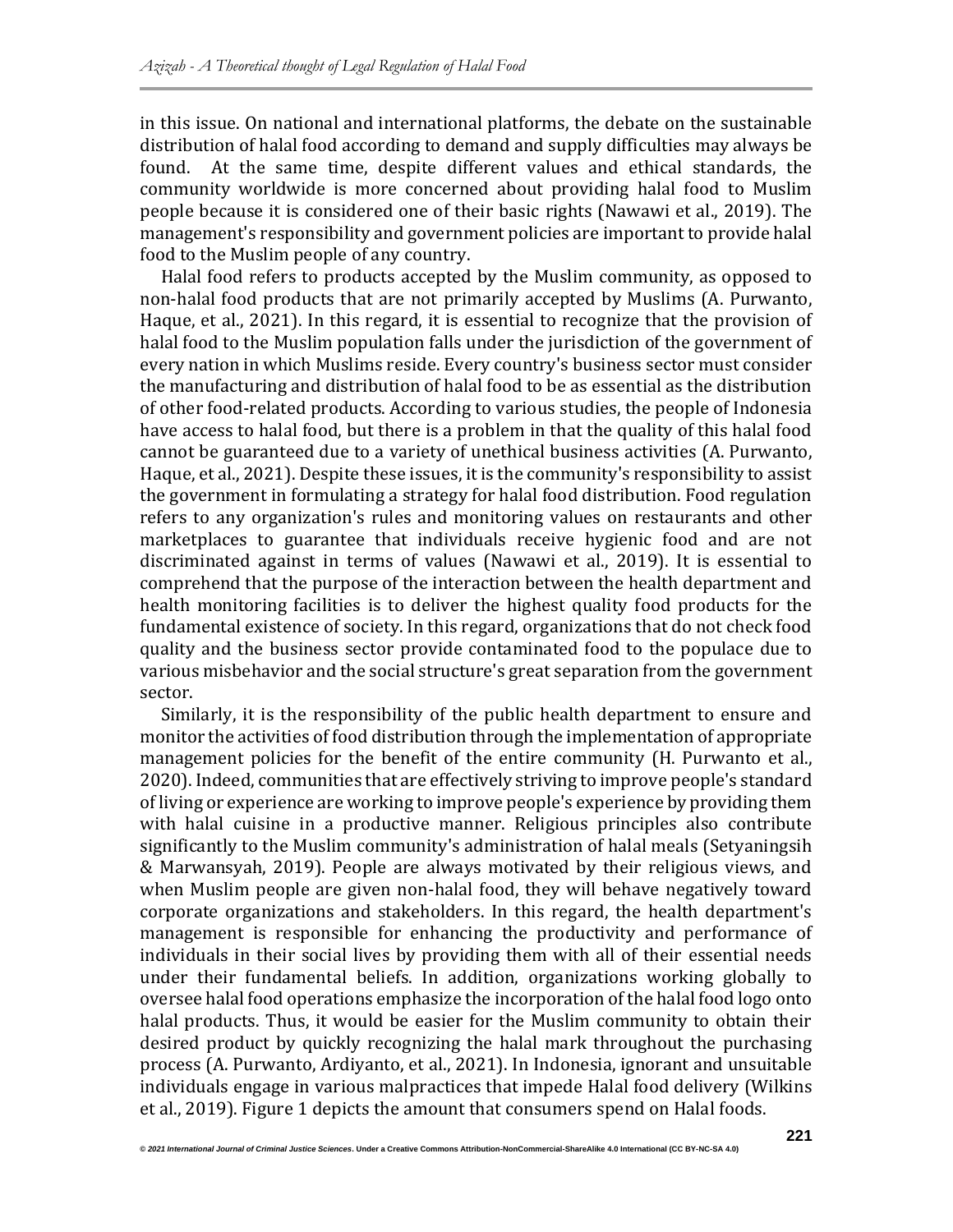in this issue. On national and international platforms, the debate on the sustainable distribution of halal food according to demand and supply difficulties may always be found. At the same time, despite different values and ethical standards, the community worldwide is more concerned about providing halal food to Muslim people because it is considered one of their basic rights (Nawawi et al., 2019). The management's responsibility and government policies are important to provide halal food to the Muslim people of any country.

Halal food refers to products accepted by the Muslim community, as opposed to non-halal food products that are not primarily accepted by Muslims (A. Purwanto, Haque, et al., 2021). In this regard, it is essential to recognize that the provision of halal food to the Muslim population falls under the jurisdiction of the government of every nation in which Muslims reside. Every country's business sector must consider the manufacturing and distribution of halal food to be as essential as the distribution of other food-related products. According to various studies, the people of Indonesia have access to halal food, but there is a problem in that the quality of this halal food cannot be guaranteed due to a variety of unethical business activities (A. Purwanto, Haque, et al., 2021). Despite these issues, it is the community's responsibility to assist the government in formulating a strategy for halal food distribution. Food regulation refers to any organization's rules and monitoring values on restaurants and other marketplaces to guarantee that individuals receive hygienic food and are not discriminated against in terms of values (Nawawi et al., 2019). It is essential to comprehend that the purpose of the interaction between the health department and health monitoring facilities is to deliver the highest quality food products for the fundamental existence of society. In this regard, organizations that do not check food quality and the business sector provide contaminated food to the populace due to various misbehavior and the social structure's great separation from the government sector.

Similarly, it is the responsibility of the public health department to ensure and monitor the activities of food distribution through the implementation of appropriate management policies for the benefit of the entire community (H. Purwanto et al., 2020). Indeed, communities that are effectively striving to improve people's standard of living or experience are working to improve people's experience by providing them with halal cuisine in a productive manner. Religious principles also contribute significantly to the Muslim community's administration of halal meals (Setyaningsih & Marwansyah, 2019). People are always motivated by their religious views, and when Muslim people are given non-halal food, they will behave negatively toward corporate organizations and stakeholders. In this regard, the health department's management is responsible for enhancing the productivity and performance of individuals in their social lives by providing them with all of their essential needs under their fundamental beliefs. In addition, organizations working globally to oversee halal food operations emphasize the incorporation of the halal food logo onto halal products. Thus, it would be easier for the Muslim community to obtain their desired product by quickly recognizing the halal mark throughout the purchasing process (A. Purwanto, Ardiyanto, et al., 2021). In Indonesia, ignorant and unsuitable individuals engage in various malpractices that impede Halal food delivery (Wilkins et al., 2019). Figure 1 depicts the amount that consumers spend on Halal foods.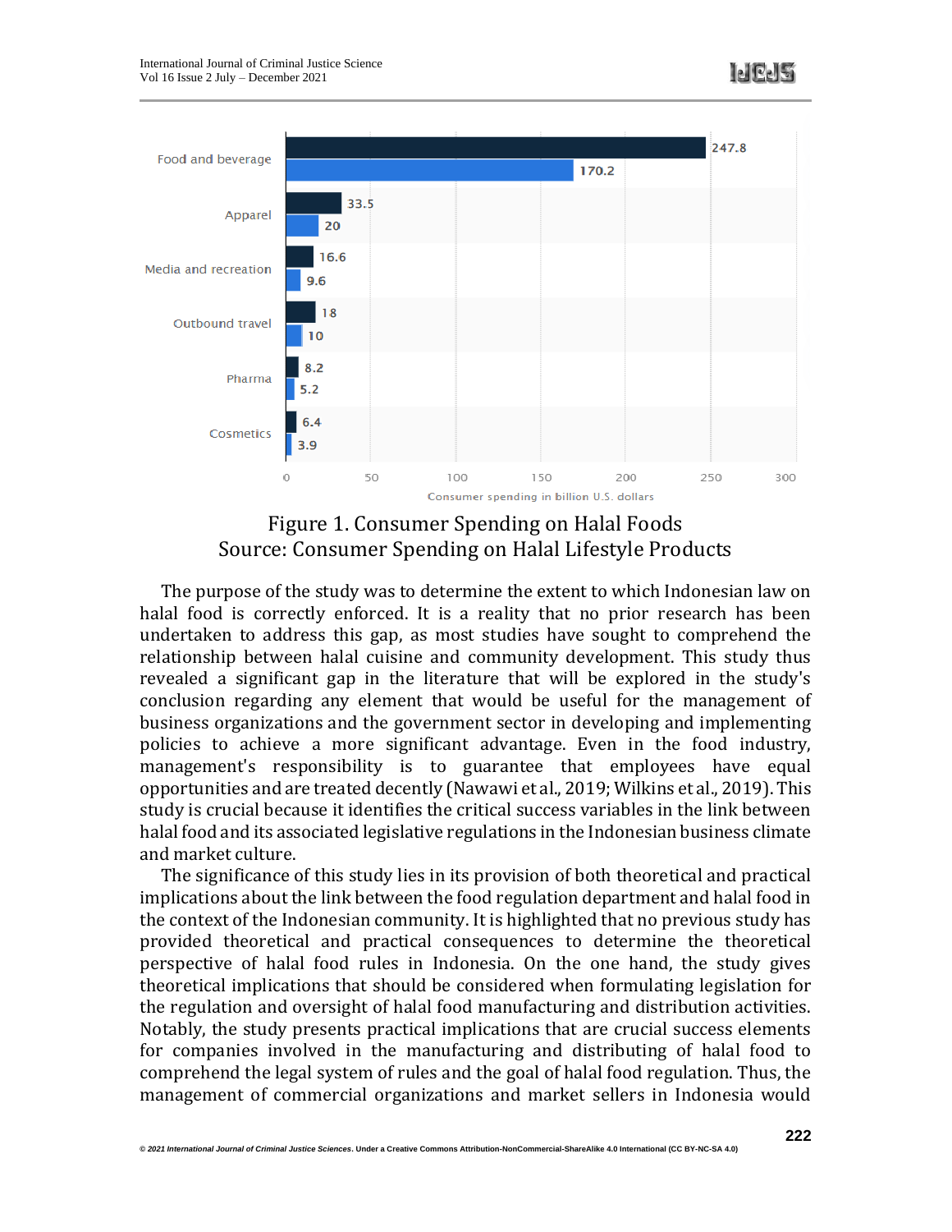Figure 1. Consumer Spending on Halal Foods
Source: Consumer Spending on Halal Lifestyle Products

The purpose of the study was to determine the extent to which Indonesian law on halal food is correctly enforced. It is a reality that no prior research has been undertaken to address this gap, as most studies have sought to comprehend the relationship between halal cuisine and community development. This study thus revealed a significant gap in the literature that will be explored in the study's conclusion regarding any element that would be useful for the management of business organizations and the government sector in developing and implementing policies to achieve a more significant advantage. Even in the food industry, management's responsibility is to guarantee that employees have equal opportunities and are treated decently (Nawawi et al., 2019; Wilkins et al., 2019). This study is crucial because it identifies the critical success variables in the link between halal food and its associated legislative regulations in the Indonesian business climate and market culture.

The significance of this study lies in its provision of both theoretical and practical implications about the link between the food regulation department and halal food in the context of the Indonesian community. It is highlighted that no previous study has provided theoretical and practical consequences to determine the theoretical perspective of halal food rules in Indonesia. On the one hand, the study gives theoretical implications that should be considered when formulating legislation for the regulation and oversight of halal food manufacturing and distribution activities. Notably, the study presents practical implications that are crucial success elements for companies involved in the manufacturing and distributing of halal food to comprehend the legal system of rules and the goal of halal food regulation. Thus, the management of commercial organizations and market sellers in Indonesia would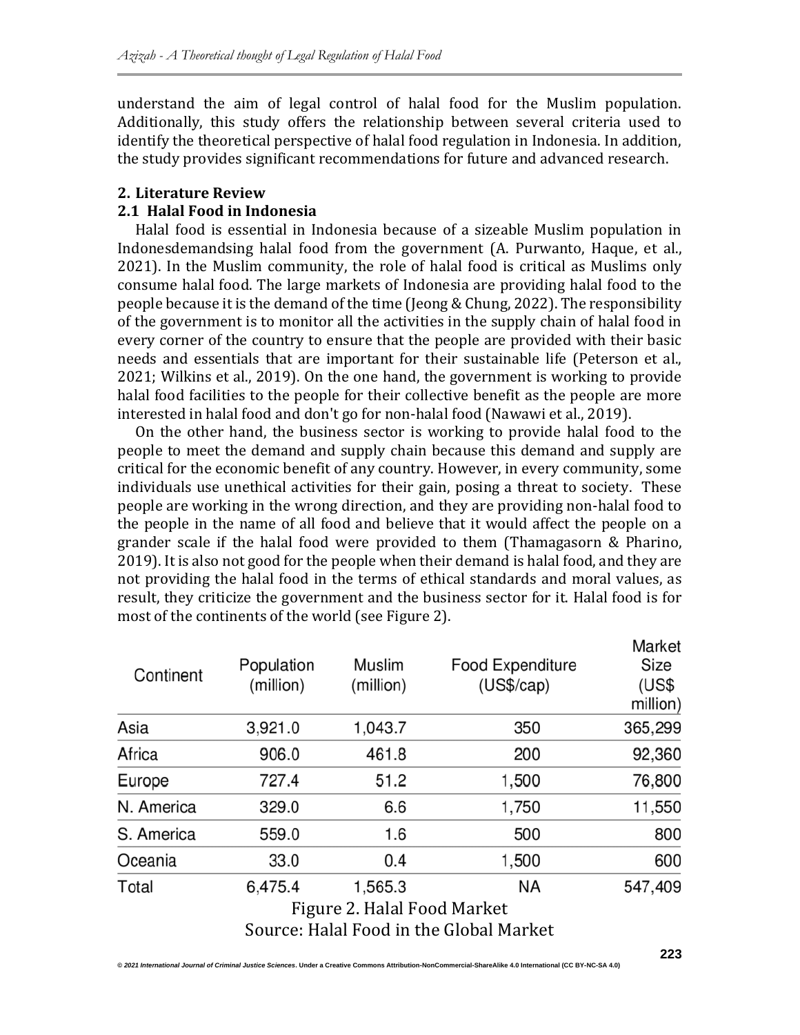understand the aim of legal control of halal food for the Muslim population. Additionally, this study offers the relationship between several criteria used to identify the theoretical perspective of halal food regulation in Indonesia. In addition, the study provides significant recommendations for future and advanced research.

## 2. Literature Review

### 2.1 Halal Food in Indonesia

Halal food is essential in Indonesia because of a sizeable Muslim population in Indonesdemandsing halal food from the government (A. Purwanto, Haque, et al., 2021). In the Muslim community, the role of halal food is critical as Muslims only consume halal food. The large markets of Indonesia are providing halal food to the people because it is the demand of the time (Jeong & Chung, 2022). The responsibility of the government is to monitor all the activities in the supply chain of halal food in every corner of the country to ensure that the people are provided with their basic needs and essentials that are important for their sustainable life (Peterson et al., 2021; Wilkins et al., 2019). On the one hand, the government is working to provide halal food facilities to the people for their collective benefit as the people are more interested in halal food and don't go for non-halal food (Nawawi et al., 2019).

On the other hand, the business sector is working to provide halal food to the people to meet the demand and supply chain because this demand and supply are critical for the economic benefit of any country. However, in every community, some individuals use unethical activities for their gain, posing a threat to society. These people are working in the wrong direction, and they are providing non-halal food to the people in the name of all food and believe that it would affect the people on a grander scale if the halal food were provided to them (Thamagasorn & Pharino, 2019). It is also not good for the people when their demand is halal food, and they are not providing the halal food in the terms of ethical standards and moral values, as result, they criticize the government and the business sector for it. Halal food is for most of the continents of the world (see Figure 2).

| Continent | Population (million) | Muslim (million) | Food Expenditure (US$/cap) | Market Size (US$ million) |
|---|---|---|---|---|
| Asia | 3,921.0 | 1,043.7 | 350 | 365,299 |
| Africa | 906.0 | 461.8 | 200 | 92,360 |
| Europe | 727.4 | 51.2 | 1,500 | 76,800 |
| N. America | 329.0 | 6.6 | 1,750 | 11,550 |
| S. America | 559.0 | 1.6 | 500 | 800 |
| Oceania | 33.0 | 0.4 | 1,500 | 600 |
| Total | 6,475.4 | 1,565.3 | NA | 547,409 |

Figure 2. Halal Food Market
Source: Halal Food in the Global Market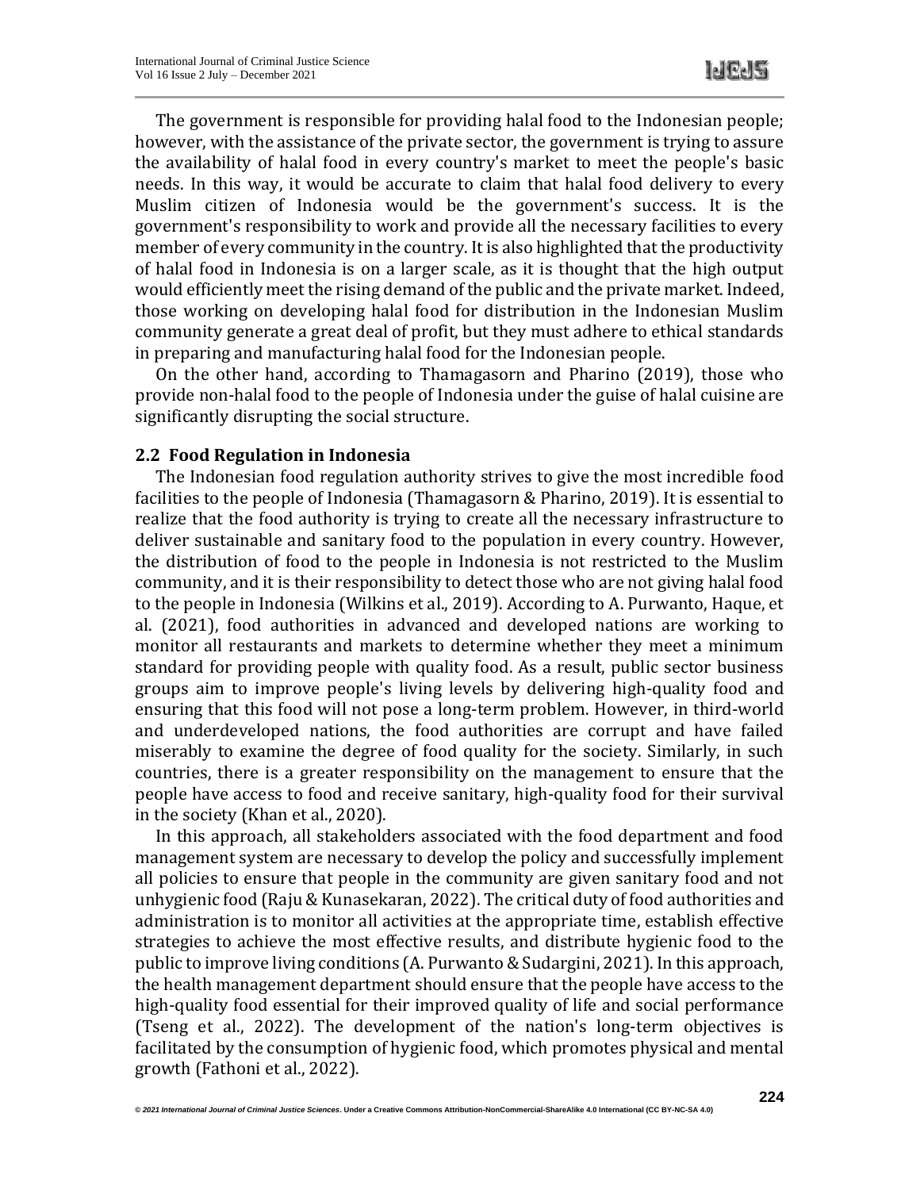The government is responsible for providing halal food to the Indonesian people; however, with the assistance of the private sector, the government is trying to assure the availability of halal food in every country's market to meet the people's basic needs. In this way, it would be accurate to claim that halal food delivery to every Muslim citizen of Indonesia would be the government's success. It is the government's responsibility to work and provide all the necessary facilities to every member of every community in the country. It is also highlighted that the productivity of halal food in Indonesia is on a larger scale, as it is thought that the high output would efficiently meet the rising demand of the public and the private market. Indeed, those working on developing halal food for distribution in the Indonesian Muslim community generate a great deal of profit, but they must adhere to ethical standards in preparing and manufacturing halal food for the Indonesian people.

On the other hand, according to Thamagasorn and Pharino (2019), those who provide non-halal food to the people of Indonesia under the guise of halal cuisine are significantly disrupting the social structure.

### 2.2 Food Regulation in Indonesia

The Indonesian food regulation authority strives to give the most incredible food facilities to the people of Indonesia (Thamagasorn & Pharino, 2019). It is essential to realize that the food authority is trying to create all the necessary infrastructure to deliver sustainable and sanitary food to the population in every country. However, the distribution of food to the people in Indonesia is not restricted to the Muslim community, and it is their responsibility to detect those who are not giving halal food to the people in Indonesia (Wilkins et al., 2019). According to A. Purwanto, Haque, et al. (2021), food authorities in advanced and developed nations are working to monitor all restaurants and markets to determine whether they meet a minimum standard for providing people with quality food. As a result, public sector business groups aim to improve people's living levels by delivering high-quality food and ensuring that this food will not pose a long-term problem. However, in third-world and underdeveloped nations, the food authorities are corrupt and have failed miserably to examine the degree of food quality for the society. Similarly, in such countries, there is a greater responsibility on the management to ensure that the people have access to food and receive sanitary, high-quality food for their survival in the society (Khan et al., 2020).

In this approach, all stakeholders associated with the food department and food management system are necessary to develop the policy and successfully implement all policies to ensure that people in the community are given sanitary food and not unhygienic food (Raju & Kunasekaran, 2022). The critical duty of food authorities and administration is to monitor all activities at the appropriate time, establish effective strategies to achieve the most effective results, and distribute hygienic food to the public to improve living conditions (A. Purwanto & Sudargini, 2021). In this approach, the health management department should ensure that the people have access to the high-quality food essential for their improved quality of life and social performance (Tseng et al., 2022). The development of the nation's long-term objectives is facilitated by the consumption of hygienic food, which promotes physical and mental growth (Fathoni et al., 2022).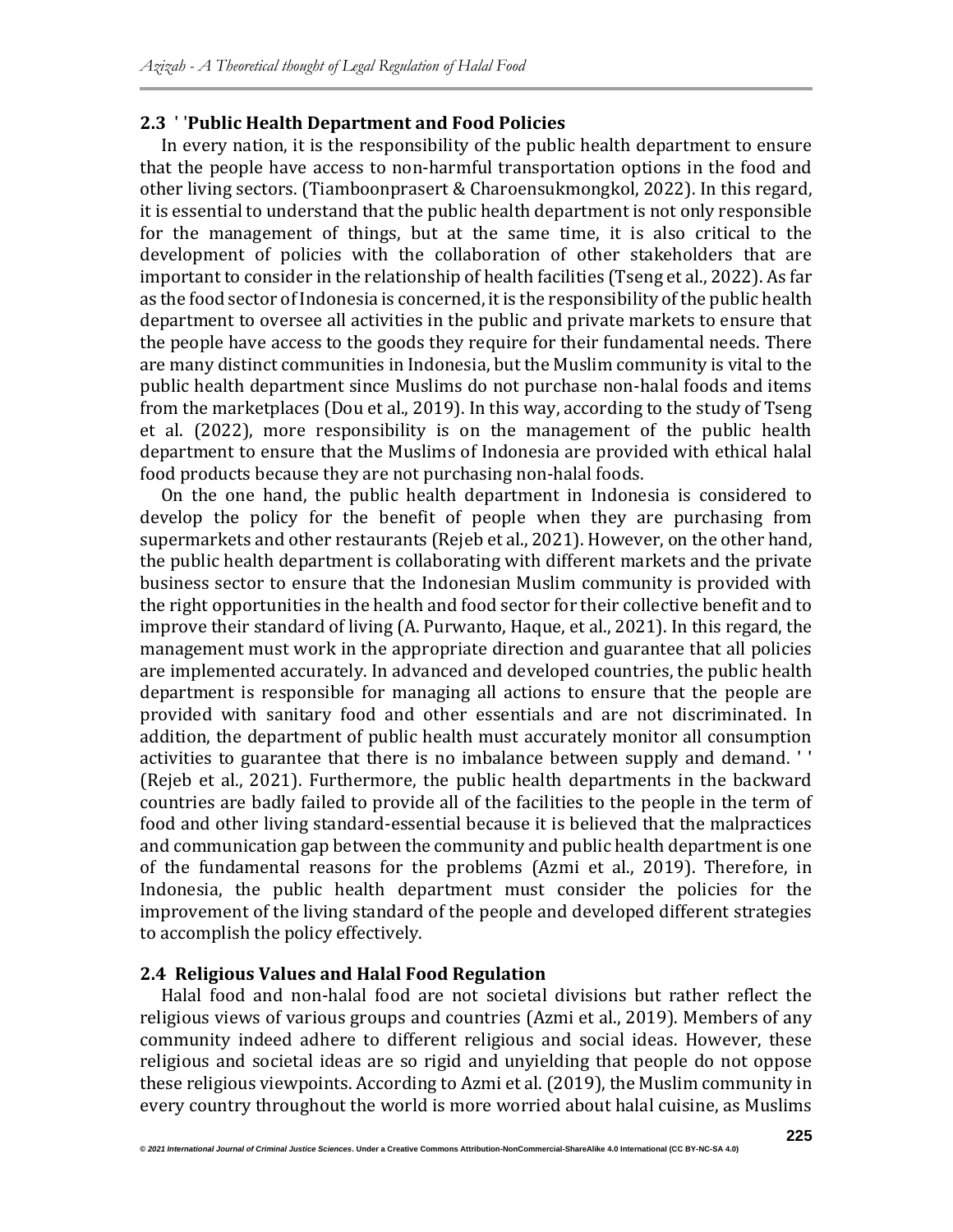## 2.3 ' 'Public Health Department and Food Policies

In every nation, it is the responsibility of the public health department to ensure that the people have access to non-harmful transportation options in the food and other living sectors. (Tiamboonprasert & Charoensukmongkol, 2022). In this regard, it is essential to understand that the public health department is not only responsible for the management of things, but at the same time, it is also critical to the development of policies with the collaboration of other stakeholders that are important to consider in the relationship of health facilities (Tseng et al., 2022). As far as the food sector of Indonesia is concerned, it is the responsibility of the public health department to oversee all activities in the public and private markets to ensure that the people have access to the goods they require for their fundamental needs. There are many distinct communities in Indonesia, but the Muslim community is vital to the public health department since Muslims do not purchase non-halal foods and items from the marketplaces (Dou et al., 2019). In this way, according to the study of Tseng et al. (2022), more responsibility is on the management of the public health department to ensure that the Muslims of Indonesia are provided with ethical halal food products because they are not purchasing non-halal foods.

On the one hand, the public health department in Indonesia is considered to develop the policy for the benefit of people when they are purchasing from supermarkets and other restaurants (Rejeb et al., 2021). However, on the other hand, the public health department is collaborating with different markets and the private business sector to ensure that the Indonesian Muslim community is provided with the right opportunities in the health and food sector for their collective benefit and to improve their standard of living (A. Purwanto, Haque, et al., 2021). In this regard, the management must work in the appropriate direction and guarantee that all policies are implemented accurately. In advanced and developed countries, the public health department is responsible for managing all actions to ensure that the people are provided with sanitary food and other essentials and are not discriminated. In addition, the department of public health must accurately monitor all consumption activities to guarantee that there is no imbalance between supply and demand. ' ' (Rejeb et al., 2021). Furthermore, the public health departments in the backward countries are badly failed to provide all of the facilities to the people in the term of food and other living standard-essential because it is believed that the malpractices and communication gap between the community and public health department is one of the fundamental reasons for the problems (Azmi et al., 2019). Therefore, in Indonesia, the public health department must consider the policies for the improvement of the living standard of the people and developed different strategies to accomplish the policy effectively.

## 2.4 Religious Values and Halal Food Regulation

Halal food and non-halal food are not societal divisions but rather reflect the religious views of various groups and countries (Azmi et al., 2019). Members of any community indeed adhere to different religious and social ideas. However, these religious and societal ideas are so rigid and unyielding that people do not oppose these religious viewpoints. According to Azmi et al. (2019), the Muslim community in every country throughout the world is more worried about halal cuisine, as Muslims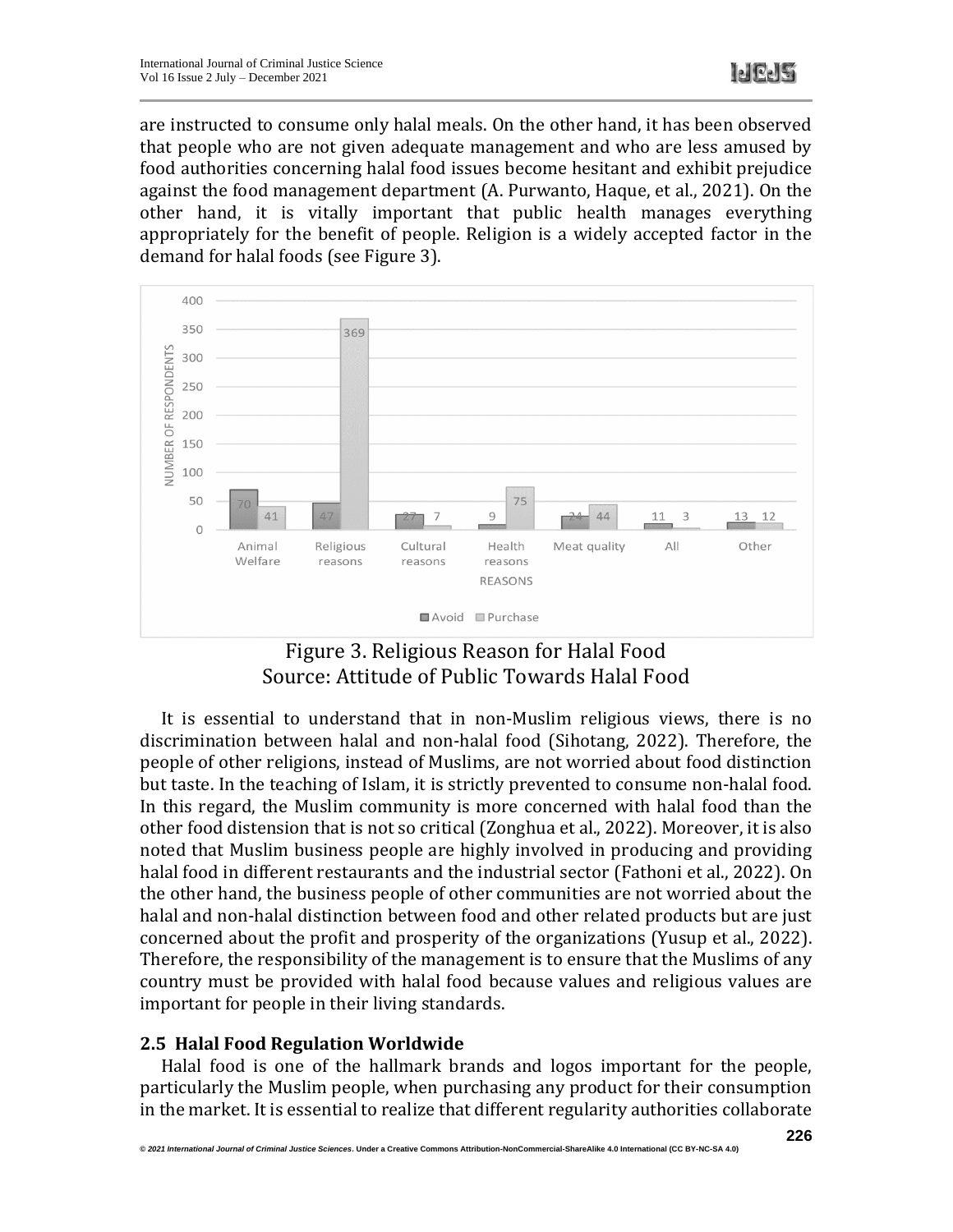are instructed to consume only halal meals. On the other hand, it has been observed that people who are not given adequate management and who are less amused by food authorities concerning halal food issues become hesitant and exhibit prejudice against the food management department (A. Purwanto, Haque, et al., 2021). On the other hand, it is vitally important that public health manages everything appropriately for the benefit of people. Religion is a widely accepted factor in the demand for halal foods (see Figure 3).

| REASONS | Avoid | Purchase |
|---|---|---|
| Animal Welfare | 70 | 41 |
| Religious reasons | 47 | 369 |
| Cultural reasons | 27 | 7 |
| Health reasons | 9 | 75 |
| Meat quality | 24 | 44 |
| All | 11 | 3 |
| Other | 13 | 12 |

Figure 3. Religious Reason for Halal Food
Source: Attitude of Public Towards Halal Food

It is essential to understand that in non-Muslim religious views, there is no discrimination between halal and non-halal food (Sihotang, 2022). Therefore, the people of other religions, instead of Muslims, are not worried about food distinction but taste. In the teaching of Islam, it is strictly prevented to consume non-halal food. In this regard, the Muslim community is more concerned with halal food than the other food distension that is not so critical (Zonghua et al., 2022). Moreover, it is also noted that Muslim business people are highly involved in producing and providing halal food in different restaurants and the industrial sector (Fathoni et al., 2022). On the other hand, the business people of other communities are not worried about the halal and non-halal distinction between food and other related products but are just concerned about the profit and prosperity of the organizations (Yusup et al., 2022). Therefore, the responsibility of the management is to ensure that the Muslims of any country must be provided with halal food because values and religious values are important for people in their living standards.

### 2.5 Halal Food Regulation Worldwide

Halal food is one of the hallmark brands and logos important for the people, particularly the Muslim people, when purchasing any product for their consumption in the market. It is essential to realize that different regularity authorities collaborate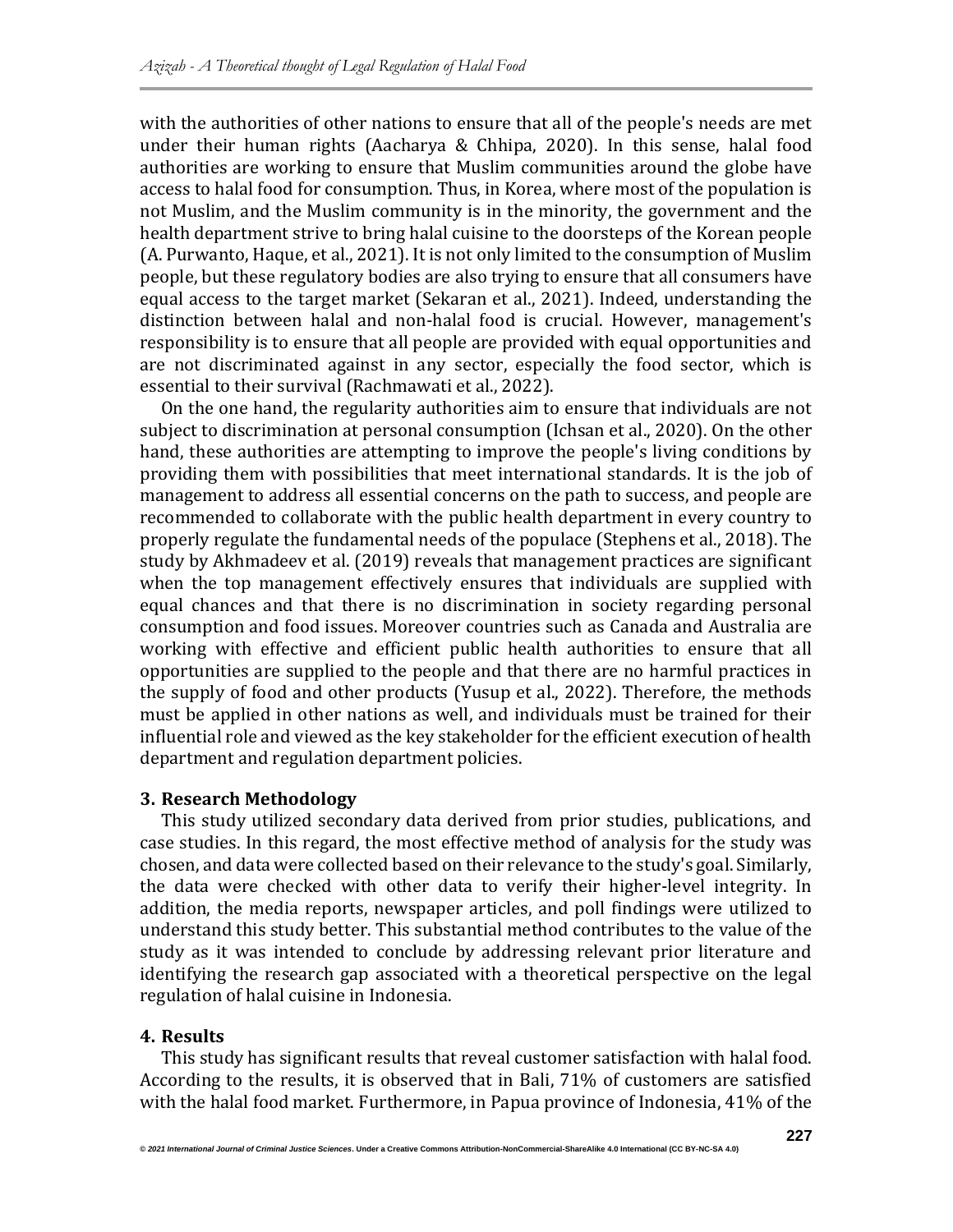with the authorities of other nations to ensure that all of the people's needs are met under their human rights (Aacharya & Chhipa, 2020). In this sense, halal food authorities are working to ensure that Muslim communities around the globe have access to halal food for consumption. Thus, in Korea, where most of the population is not Muslim, and the Muslim community is in the minority, the government and the health department strive to bring halal cuisine to the doorsteps of the Korean people (A. Purwanto, Haque, et al., 2021). It is not only limited to the consumption of Muslim people, but these regulatory bodies are also trying to ensure that all consumers have equal access to the target market (Sekaran et al., 2021). Indeed, understanding the distinction between halal and non-halal food is crucial. However, management's responsibility is to ensure that all people are provided with equal opportunities and are not discriminated against in any sector, especially the food sector, which is essential to their survival (Rachmawati et al., 2022).

On the one hand, the regularity authorities aim to ensure that individuals are not subject to discrimination at personal consumption (Ichsan et al., 2020). On the other hand, these authorities are attempting to improve the people's living conditions by providing them with possibilities that meet international standards. It is the job of management to address all essential concerns on the path to success, and people are recommended to collaborate with the public health department in every country to properly regulate the fundamental needs of the populace (Stephens et al., 2018). The study by Akhmadeev et al. (2019) reveals that management practices are significant when the top management effectively ensures that individuals are supplied with equal chances and that there is no discrimination in society regarding personal consumption and food issues. Moreover countries such as Canada and Australia are working with effective and efficient public health authorities to ensure that all opportunities are supplied to the people and that there are no harmful practices in the supply of food and other products (Yusup et al., 2022). Therefore, the methods must be applied in other nations as well, and individuals must be trained for their influential role and viewed as the key stakeholder for the efficient execution of health department and regulation department policies.

## 3. Research Methodology

This study utilized secondary data derived from prior studies, publications, and case studies. In this regard, the most effective method of analysis for the study was chosen, and data were collected based on their relevance to the study's goal. Similarly, the data were checked with other data to verify their higher-level integrity. In addition, the media reports, newspaper articles, and poll findings were utilized to understand this study better. This substantial method contributes to the value of the study as it was intended to conclude by addressing relevant prior literature and identifying the research gap associated with a theoretical perspective on the legal regulation of halal cuisine in Indonesia.

## 4. Results

This study has significant results that reveal customer satisfaction with halal food. According to the results, it is observed that in Bali, 71% of customers are satisfied with the halal food market. Furthermore, in Papua province of Indonesia, 41% of the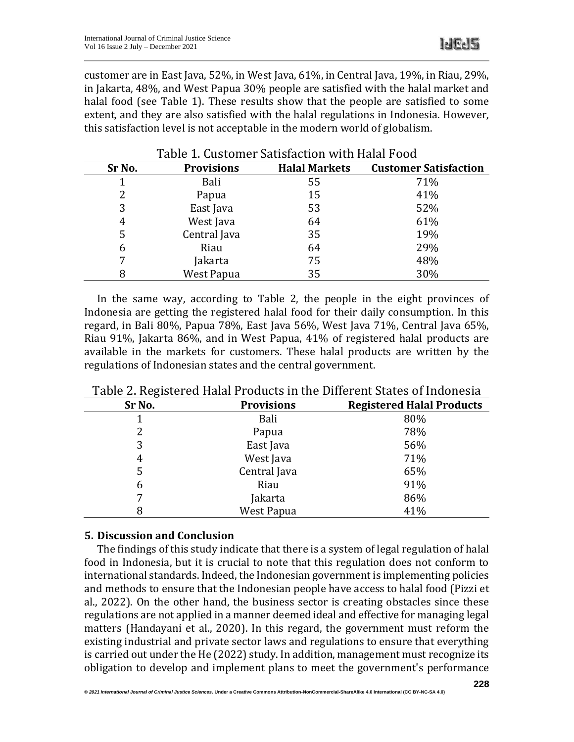customer are in East Java, 52%, in West Java, 61%, in Central Java, 19%, in Riau, 29%, in Jakarta, 48%, and West Papua 30% people are satisfied with the halal market and halal food (see Table 1). These results show that the people are satisfied to some extent, and they are also satisfied with the halal regulations in Indonesia. However, this satisfaction level is not acceptable in the modern world of globalism.

Table 1. Customer Satisfaction with Halal Food

| Sr No. | Provisions | Halal Markets | Customer Satisfaction |
|---|---|---|---|
| 1 | Bali | 55 | 71% |
| 2 | Papua | 15 | 41% |
| 3 | East Java | 53 | 52% |
| 4 | West Java | 64 | 61% |
| 5 | Central Java | 35 | 19% |
| 6 | Riau | 64 | 29% |
| 7 | Jakarta | 75 | 48% |
| 8 | West Papua | 35 | 30% |

In the same way, according to Table 2, the people in the eight provinces of Indonesia are getting the registered halal food for their daily consumption. In this regard, in Bali 80%, Papua 78%, East Java 56%, West Java 71%, Central Java 65%, Riau 91%, Jakarta 86%, and in West Papua, 41% of registered halal products are available in the markets for customers. These halal products are written by the regulations of Indonesian states and the central government.

Table 2. Registered Halal Products in the Different States of Indonesia

| Sr No. | Provisions | Registered Halal Products |
|---|---|---|
| 1 | Bali | 80% |
| 2 | Papua | 78% |
| 3 | East Java | 56% |
| 4 | West Java | 71% |
| 5 | Central Java | 65% |
| 6 | Riau | 91% |
| 7 | Jakarta | 86% |
| 8 | West Papua | 41% |

## 5. Discussion and Conclusion

The findings of this study indicate that there is a system of legal regulation of halal food in Indonesia, but it is crucial to note that this regulation does not conform to international standards. Indeed, the Indonesian government is implementing policies and methods to ensure that the Indonesian people have access to halal food (Pizzi et al., 2022). On the other hand, the business sector is creating obstacles since these regulations are not applied in a manner deemed ideal and effective for managing legal matters (Handayani et al., 2020). In this regard, the government must reform the existing industrial and private sector laws and regulations to ensure that everything is carried out under the He (2022) study. In addition, management must recognize its obligation to develop and implement plans to meet the government's performance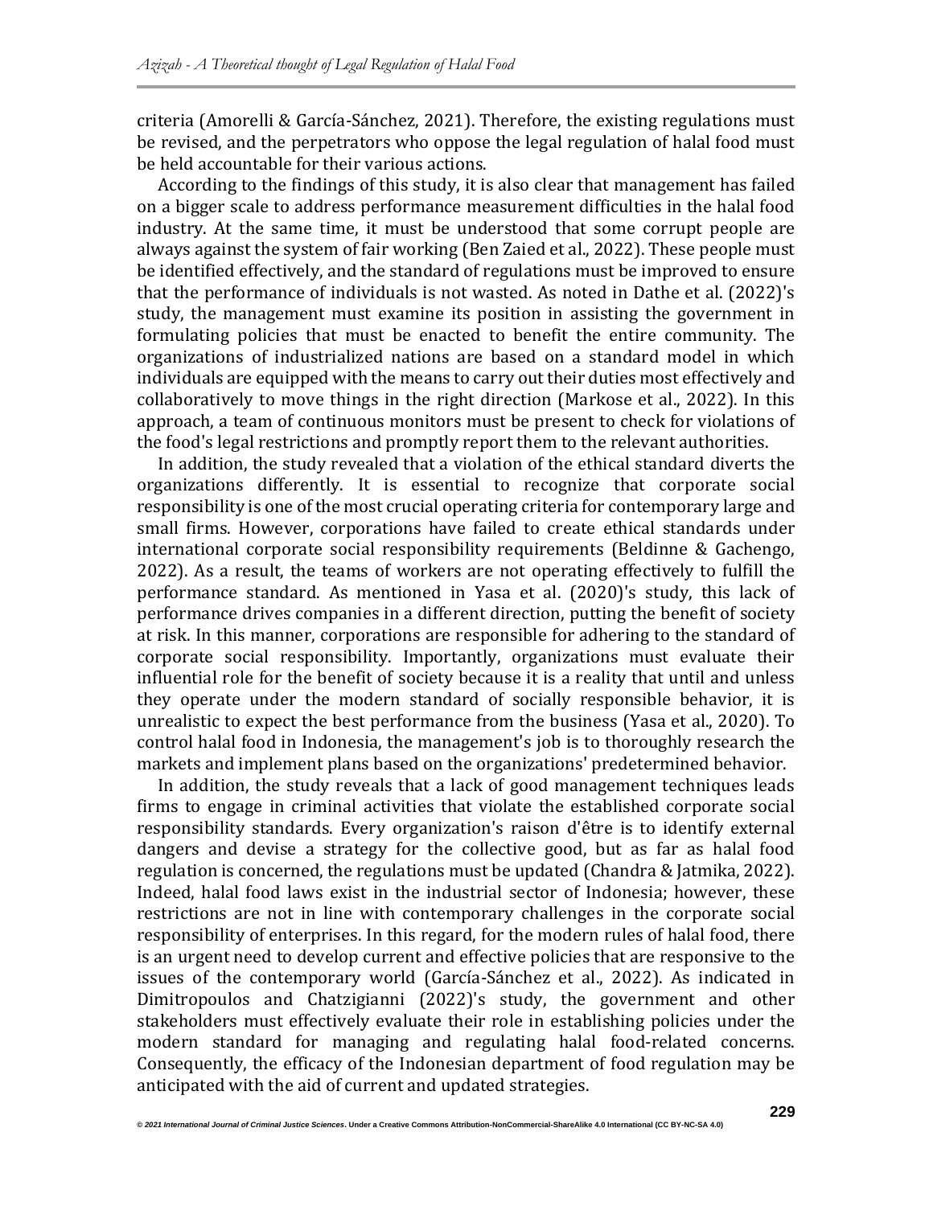criteria (Amorelli & García-Sánchez, 2021). Therefore, the existing regulations must be revised, and the perpetrators who oppose the legal regulation of halal food must be held accountable for their various actions.

According to the findings of this study, it is also clear that management has failed on a bigger scale to address performance measurement difficulties in the halal food industry. At the same time, it must be understood that some corrupt people are always against the system of fair working (Ben Zaied et al., 2022). These people must be identified effectively, and the standard of regulations must be improved to ensure that the performance of individuals is not wasted. As noted in Dathe et al. (2022)'s study, the management must examine its position in assisting the government in formulating policies that must be enacted to benefit the entire community. The organizations of industrialized nations are based on a standard model in which individuals are equipped with the means to carry out their duties most effectively and collaboratively to move things in the right direction (Markose et al., 2022). In this approach, a team of continuous monitors must be present to check for violations of the food's legal restrictions and promptly report them to the relevant authorities.

In addition, the study revealed that a violation of the ethical standard diverts the organizations differently. It is essential to recognize that corporate social responsibility is one of the most crucial operating criteria for contemporary large and small firms. However, corporations have failed to create ethical standards under international corporate social responsibility requirements (Beldinne & Gachengo, 2022). As a result, the teams of workers are not operating effectively to fulfill the performance standard. As mentioned in Yasa et al. (2020)'s study, this lack of performance drives companies in a different direction, putting the benefit of society at risk. In this manner, corporations are responsible for adhering to the standard of corporate social responsibility. Importantly, organizations must evaluate their influential role for the benefit of society because it is a reality that until and unless they operate under the modern standard of socially responsible behavior, it is unrealistic to expect the best performance from the business (Yasa et al., 2020). To control halal food in Indonesia, the management's job is to thoroughly research the markets and implement plans based on the organizations' predetermined behavior.

In addition, the study reveals that a lack of good management techniques leads firms to engage in criminal activities that violate the established corporate social responsibility standards. Every organization's raison d'être is to identify external dangers and devise a strategy for the collective good, but as far as halal food regulation is concerned, the regulations must be updated (Chandra & Jatmika, 2022). Indeed, halal food laws exist in the industrial sector of Indonesia; however, these restrictions are not in line with contemporary challenges in the corporate social responsibility of enterprises. In this regard, for the modern rules of halal food, there is an urgent need to develop current and effective policies that are responsive to the issues of the contemporary world (García-Sánchez et al., 2022). As indicated in Dimitropoulos and Chatzigianni (2022)'s study, the government and other stakeholders must effectively evaluate their role in establishing policies under the modern standard for managing and regulating halal food-related concerns. Consequently, the efficacy of the Indonesian department of food regulation may be anticipated with the aid of current and updated strategies.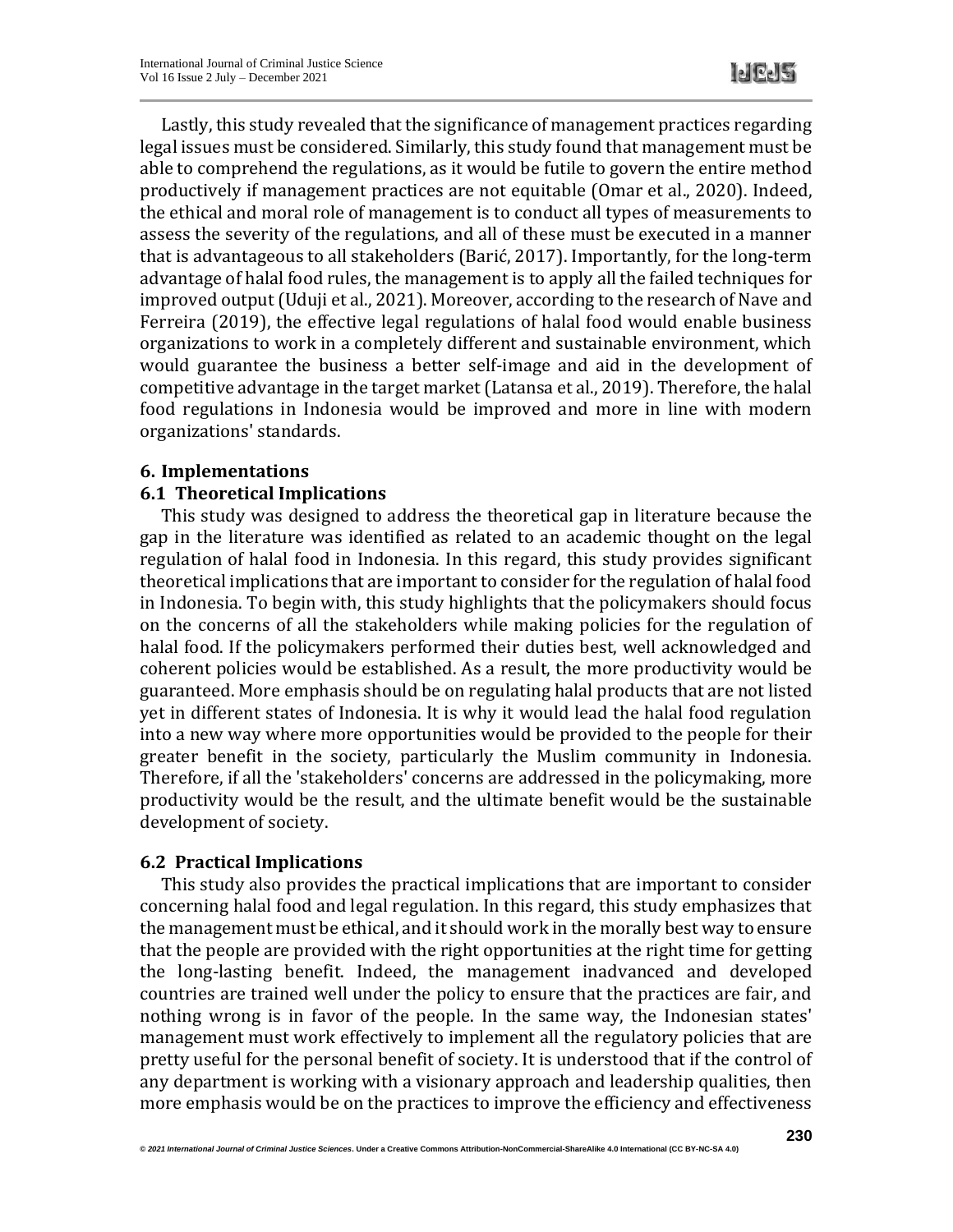Lastly, this study revealed that the significance of management practices regarding legal issues must be considered. Similarly, this study found that management must be able to comprehend the regulations, as it would be futile to govern the entire method productively if management practices are not equitable (Omar et al., 2020). Indeed, the ethical and moral role of management is to conduct all types of measurements to assess the severity of the regulations, and all of these must be executed in a manner that is advantageous to all stakeholders (Barić, 2017). Importantly, for the long-term advantage of halal food rules, the management is to apply all the failed techniques for improved output (Uduji et al., 2021). Moreover, according to the research of Nave and Ferreira (2019), the effective legal regulations of halal food would enable business organizations to work in a completely different and sustainable environment, which would guarantee the business a better self-image and aid in the development of competitive advantage in the target market (Latansa et al., 2019). Therefore, the halal food regulations in Indonesia would be improved and more in line with modern organizations' standards.

## 6. Implementations

### 6.1 Theoretical Implications

This study was designed to address the theoretical gap in literature because the gap in the literature was identified as related to an academic thought on the legal regulation of halal food in Indonesia. In this regard, this study provides significant theoretical implications that are important to consider for the regulation of halal food in Indonesia. To begin with, this study highlights that the policymakers should focus on the concerns of all the stakeholders while making policies for the regulation of halal food. If the policymakers performed their duties best, well acknowledged and coherent policies would be established. As a result, the more productivity would be guaranteed. More emphasis should be on regulating halal products that are not listed yet in different states of Indonesia. It is why it would lead the halal food regulation into a new way where more opportunities would be provided to the people for their greater benefit in the society, particularly the Muslim community in Indonesia. Therefore, if all the 'stakeholders' concerns are addressed in the policymaking, more productivity would be the result, and the ultimate benefit would be the sustainable development of society.

### 6.2 Practical Implications

This study also provides the practical implications that are important to consider concerning halal food and legal regulation. In this regard, this study emphasizes that the management must be ethical, and it should work in the morally best way to ensure that the people are provided with the right opportunities at the right time for getting the long-lasting benefit. Indeed, the management inadvanced and developed countries are trained well under the policy to ensure that the practices are fair, and nothing wrong is in favor of the people. In the same way, the Indonesian states' management must work effectively to implement all the regulatory policies that are pretty useful for the personal benefit of society. It is understood that if the control of any department is working with a visionary approach and leadership qualities, then more emphasis would be on the practices to improve the efficiency and effectiveness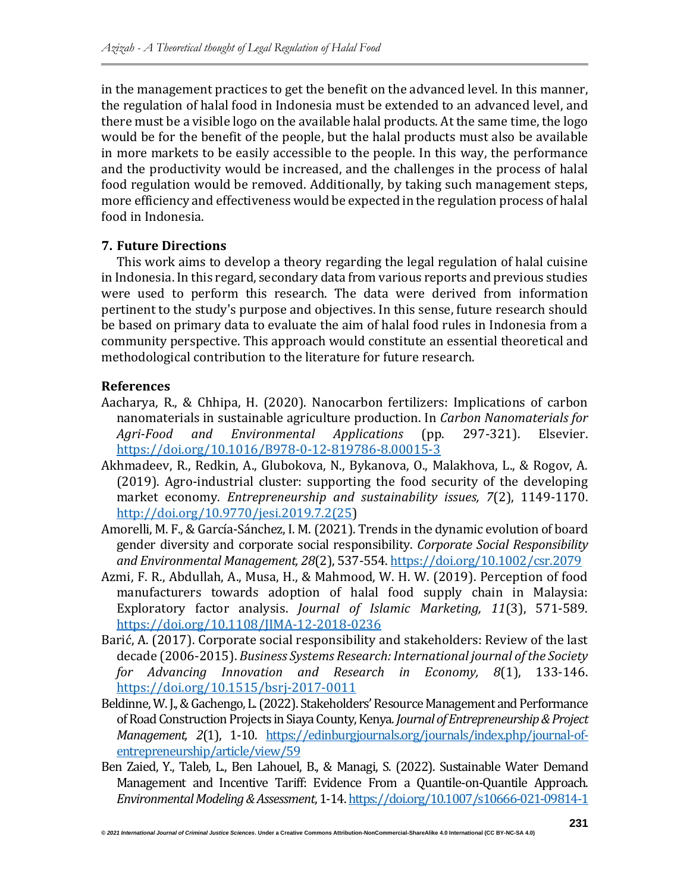in the management practices to get the benefit on the advanced level. In this manner, the regulation of halal food in Indonesia must be extended to an advanced level, and there must be a visible logo on the available halal products. At the same time, the logo would be for the benefit of the people, but the halal products must also be available in more markets to be easily accessible to the people. In this way, the performance and the productivity would be increased, and the challenges in the process of halal food regulation would be removed. Additionally, by taking such management steps, more efficiency and effectiveness would be expected in the regulation process of halal food in Indonesia.

### 7. Future Directions

This work aims to develop a theory regarding the legal regulation of halal cuisine in Indonesia. In this regard, secondary data from various reports and previous studies were used to perform this research. The data were derived from information pertinent to the study's purpose and objectives. In this sense, future research should be based on primary data to evaluate the aim of halal food rules in Indonesia from a community perspective. This approach would constitute an essential theoretical and methodological contribution to the literature for future research.

### References

Aacharya, R., & Chhipa, H. (2020). Nanocarbon fertilizers: Implications of carbon nanomaterials in sustainable agriculture production. In *Carbon Nanomaterials for Agri-Food and Environmental Applications* (pp. 297-321). Elsevier. https://doi.org/10.1016/B978-0-12-819786-8.00015-3

Akhmadeev, R., Redkin, A., Glubokova, N., Bykanova, O., Malakhova, L., & Rogov, A. (2019). Agro-industrial cluster: supporting the food security of the developing market economy. *Entrepreneurship and sustainability issues, 7*(2), 1149-1170. http://doi.org/10.9770/jesi.2019.7.2(25)

Amorelli, M. F., & García‐Sánchez, I. M. (2021). Trends in the dynamic evolution of board gender diversity and corporate social responsibility. *Corporate Social Responsibility and Environmental Management, 28*(2), 537-554. https://doi.org/10.1002/csr.2079

Azmi, F. R., Abdullah, A., Musa, H., & Mahmood, W. H. W. (2019). Perception of food manufacturers towards adoption of halal food supply chain in Malaysia: Exploratory factor analysis. *Journal of Islamic Marketing, 11*(3), 571-589. https://doi.org/10.1108/JIMA-12-2018-0236

Barić, A. (2017). Corporate social responsibility and stakeholders: Review of the last decade (2006-2015). *Business Systems Research: International journal of the Society for Advancing Innovation and Research in Economy, 8*(1), 133-146. https://doi.org/10.1515/bsrj-2017-0011

Beldinne, W. J., & Gachengo, L. (2022). Stakeholders' Resource Management and Performance of Road Construction Projects in Siaya County, Kenya. *Journal of Entrepreneurship & Project Management, 2*(1), 1-10. https://edinburgjournals.org/journals/index.php/journal-of-entrepreneurship/article/view/59

Ben Zaied, Y., Taleb, L., Ben Lahouel, B., & Managi, S. (2022). Sustainable Water Demand Management and Incentive Tariff: Evidence From a Quantile-on-Quantile Approach. *Environmental Modeling & Assessment*, 1-14. https://doi.org/10.1007/s10666-021-09814-1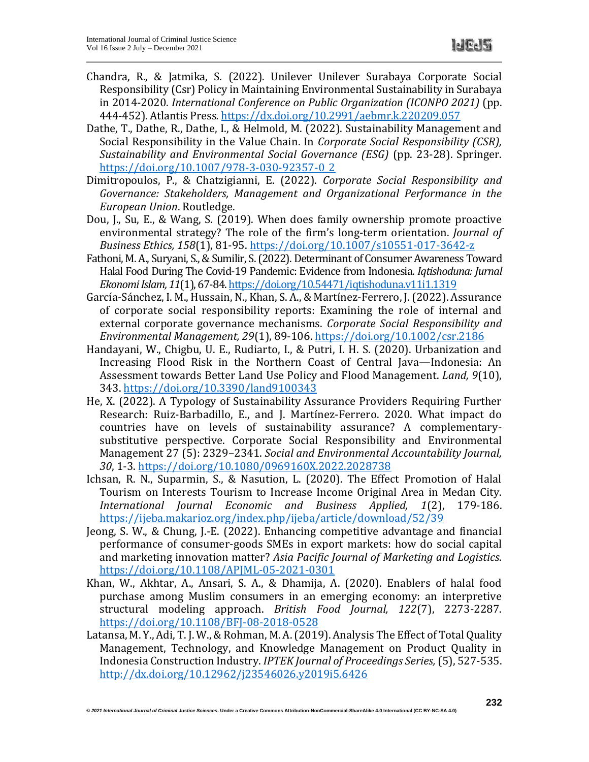Chandra, R., & Jatmika, S. (2022). Unilever Unilever Surabaya Corporate Social Responsibility (Csr) Policy in Maintaining Environmental Sustainability in Surabaya in 2014-2020. *International Conference on Public Organization (ICONPO 2021)* (pp. 444-452). Atlantis Press. https://dx.doi.org/10.2991/aebmr.k.220209.057

Dathe, T., Dathe, R., Dathe, I., & Helmold, M. (2022). Sustainability Management and Social Responsibility in the Value Chain. In *Corporate Social Responsibility (CSR), Sustainability and Environmental Social Governance (ESG)* (pp. 23-28). Springer. https://doi.org/10.1007/978-3-030-92357-0_2

Dimitropoulos, P., & Chatzigianni, E. (2022). *Corporate Social Responsibility and Governance: Stakeholders, Management and Organizational Performance in the European Union*. Routledge.

Dou, J., Su, E., & Wang, S. (2019). When does family ownership promote proactive environmental strategy? The role of the firm's long-term orientation. *Journal of Business Ethics, 158*(1), 81-95. https://doi.org/10.1007/s10551-017-3642-z

Fathoni, M. A., Suryani, S., & Sumilir, S. (2022). Determinant of Consumer Awareness Toward Halal Food During The Covid-19 Pandemic: Evidence from Indonesia. *Iqtishoduna: Jurnal Ekonomi Islam, 11*(1), 67-84. https://doi.org/10.54471/iqtishoduna.v11i1.1319

García-Sánchez, I. M., Hussain, N., Khan, S. A., & Martínez-Ferrero, J. (2022). Assurance of corporate social responsibility reports: Examining the role of internal and external corporate governance mechanisms. *Corporate Social Responsibility and Environmental Management, 29*(1), 89-106. https://doi.org/10.1002/csr.2186

Handayani, W., Chigbu, U. E., Rudiarto, I., & Putri, I. H. S. (2020). Urbanization and Increasing Flood Risk in the Northern Coast of Central Java—Indonesia: An Assessment towards Better Land Use Policy and Flood Management. *Land, 9*(10), 343. https://doi.org/10.3390/land9100343

He, X. (2022). A Typology of Sustainability Assurance Providers Requiring Further Research: Ruiz-Barbadillo, E., and J. Martínez-Ferrero. 2020. What impact do countries have on levels of sustainability assurance? A complementary-substitutive perspective. Corporate Social Responsibility and Environmental Management 27 (5): 2329–2341. *Social and Environmental Accountability Journal, 30*, 1-3. https://doi.org/10.1080/0969160X.2022.2028738

Ichsan, R. N., Suparmin, S., & Nasution, L. (2020). The Effect Promotion of Halal Tourism on Interests Tourism to Increase Income Original Area in Medan City. *International Journal Economic and Business Applied, 1*(2), 179-186. https://ijeba.makarioz.org/index.php/ijeba/article/download/52/39

Jeong, S. W., & Chung, J.-E. (2022). Enhancing competitive advantage and financial performance of consumer-goods SMEs in export markets: how do social capital and marketing innovation matter? *Asia Pacific Journal of Marketing and Logistics*. https://doi.org/10.1108/APJML-05-2021-0301

Khan, W., Akhtar, A., Ansari, S. A., & Dhamija, A. (2020). Enablers of halal food purchase among Muslim consumers in an emerging economy: an interpretive structural modeling approach. *British Food Journal, 122*(7), 2273-2287. https://doi.org/10.1108/BFJ-08-2018-0528

Latansa, M. Y., Adi, T. J. W., & Rohman, M. A. (2019). Analysis The Effect of Total Quality Management, Technology, and Knowledge Management on Product Quality in Indonesia Construction Industry. *IPTEK Journal of Proceedings Series,* (5), 527-535. http://dx.doi.org/10.12962/j23546026.y2019i5.6426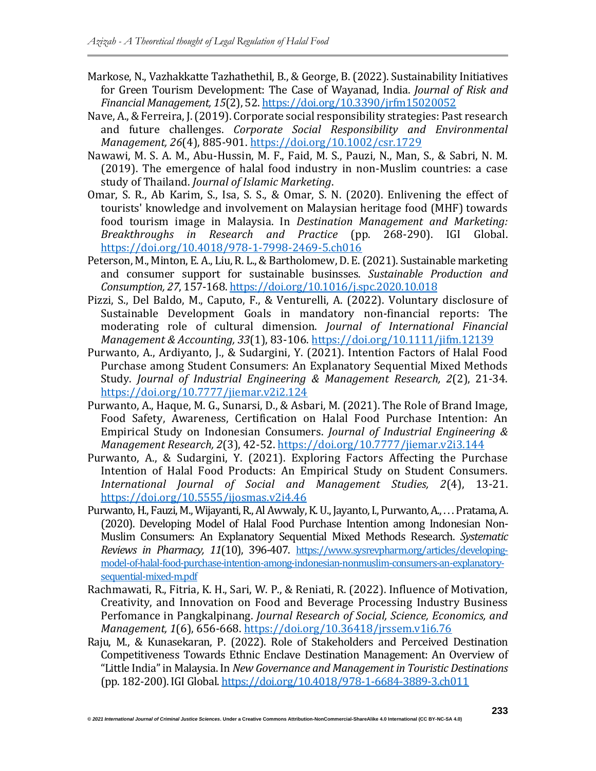Markose, N., Vazhakkatte Tazhathethil, B., & George, B. (2022). Sustainability Initiatives for Green Tourism Development: The Case of Wayanad, India. *Journal of Risk and Financial Management, 15*(2), 52. https://doi.org/10.3390/jrfm15020052

Nave, A., & Ferreira, J. (2019). Corporate social responsibility strategies: Past research and future challenges. *Corporate Social Responsibility and Environmental Management, 26*(4), 885-901. https://doi.org/10.1002/csr.1729

Nawawi, M. S. A. M., Abu-Hussin, M. F., Faid, M. S., Pauzi, N., Man, S., & Sabri, N. M. (2019). The emergence of halal food industry in non-Muslim countries: a case study of Thailand. *Journal of Islamic Marketing*.

Omar, S. R., Ab Karim, S., Isa, S. S., & Omar, S. N. (2020). Enlivening the effect of tourists' knowledge and involvement on Malaysian heritage food (MHF) towards food tourism image in Malaysia. In *Destination Management and Marketing: Breakthroughs in Research and Practice* (pp. 268-290). IGI Global. https://doi.org/10.4018/978-1-7998-2469-5.ch016

Peterson, M., Minton, E. A., Liu, R. L., & Bartholomew, D. E. (2021). Sustainable marketing and consumer support for sustainable businsses. *Sustainable Production and Consumption, 27*, 157-168. https://doi.org/10.1016/j.spc.2020.10.018

Pizzi, S., Del Baldo, M., Caputo, F., & Venturelli, A. (2022). Voluntary disclosure of Sustainable Development Goals in mandatory non-financial reports: The moderating role of cultural dimension. *Journal of International Financial Management & Accounting, 33*(1), 83-106. https://doi.org/10.1111/jifm.12139

Purwanto, A., Ardiyanto, J., & Sudargini, Y. (2021). Intention Factors of Halal Food Purchase among Student Consumers: An Explanatory Sequential Mixed Methods Study. *Journal of Industrial Engineering & Management Research, 2*(2), 21-34. https://doi.org/10.7777/jiemar.v2i2.124

Purwanto, A., Haque, M. G., Sunarsi, D., & Asbari, M. (2021). The Role of Brand Image, Food Safety, Awareness, Certification on Halal Food Purchase Intention: An Empirical Study on Indonesian Consumers. *Journal of Industrial Engineering & Management Research, 2*(3), 42-52. https://doi.org/10.7777/jiemar.v2i3.144

Purwanto, A., & Sudargini, Y. (2021). Exploring Factors Affecting the Purchase Intention of Halal Food Products: An Empirical Study on Student Consumers. *International Journal of Social and Management Studies, 2*(4), 13-21. https://doi.org/10.5555/ijosmas.v2i4.46

Purwanto, H., Fauzi, M., Wijayanti, R., Al Awwaly, K. U., Jayanto, I., Purwanto, A., . . . Pratama, A. (2020). Developing Model of Halal Food Purchase Intention among Indonesian Non-Muslim Consumers: An Explanatory Sequential Mixed Methods Research. *Systematic Reviews in Pharmacy, 11*(10), 396-407. https://www.sysrevpharm.org/articles/developing-model-of-halal-food-purchase-intention-among-indonesian-nonmuslim-consumers-an-explanatory-sequential-mixed-m.pdf

Rachmawati, R., Fitria, K. H., Sari, W. P., & Reniati, R. (2022). Influence of Motivation, Creativity, and Innovation on Food and Beverage Processing Industry Business Perfomance in Pangkalpinang. *Journal Research of Social, Science, Economics, and Management, 1*(6), 656-668. https://doi.org/10.36418/jrssem.v1i6.76

Raju, M., & Kunasekaran, P. (2022). Role of Stakeholders and Perceived Destination Competitiveness Towards Ethnic Enclave Destination Management: An Overview of "Little India" in Malaysia. In *New Governance and Management in Touristic Destinations* (pp. 182-200). IGI Global. https://doi.org/10.4018/978-1-6684-3889-3.ch011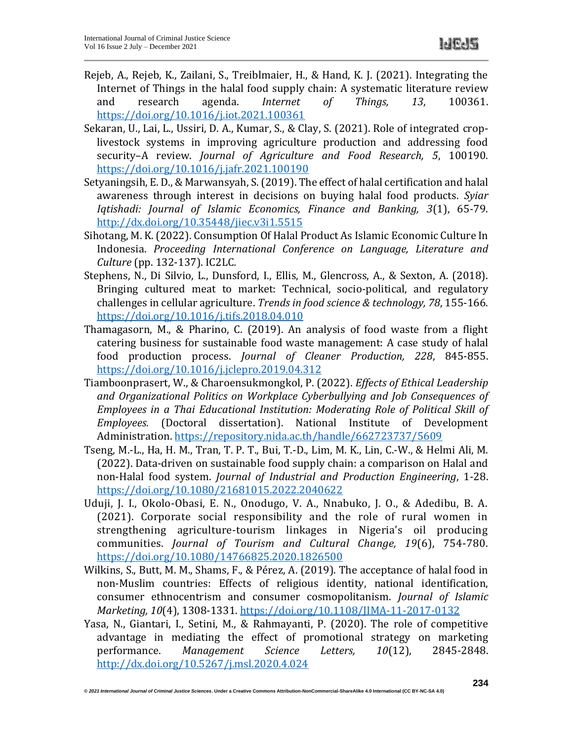Rejeb, A., Rejeb, K., Zailani, S., Treiblmaier, H., & Hand, K. J. (2021). Integrating the Internet of Things in the halal food supply chain: A systematic literature review and research agenda. *Internet of Things, 13*, 100361. https://doi.org/10.1016/j.iot.2021.100361

Sekaran, U., Lai, L., Ussiri, D. A., Kumar, S., & Clay, S. (2021). Role of integrated crop-livestock systems in improving agriculture production and addressing food security–A review. *Journal of Agriculture and Food Research, 5*, 100190. https://doi.org/10.1016/j.jafr.2021.100190

Setyaningsih, E. D., & Marwansyah, S. (2019). The effect of halal certification and halal awareness through interest in decisions on buying halal food products. *Syiar Iqtishadi: Journal of Islamic Economics, Finance and Banking, 3*(1), 65-79. http://dx.doi.org/10.35448/jiec.v3i1.5515

Sihotang, M. K. (2022). Consumption Of Halal Product As Islamic Economic Culture In Indonesia. *Proceeding International Conference on Language, Literature and Culture* (pp. 132-137). IC2LC.

Stephens, N., Di Silvio, L., Dunsford, I., Ellis, M., Glencross, A., & Sexton, A. (2018). Bringing cultured meat to market: Technical, socio-political, and regulatory challenges in cellular agriculture. *Trends in food science & technology, 78*, 155-166. https://doi.org/10.1016/j.tifs.2018.04.010

Thamagasorn, M., & Pharino, C. (2019). An analysis of food waste from a flight catering business for sustainable food waste management: A case study of halal food production process. *Journal of Cleaner Production, 228*, 845-855. https://doi.org/10.1016/j.jclepro.2019.04.312

Tiamboonprasert, W., & Charoensukmongkol, P. (2022). *Effects of Ethical Leadership and Organizational Politics on Workplace Cyberbullying and Job Consequences of Employees in a Thai Educational Institution: Moderating Role of Political Skill of Employees.* (Doctoral dissertation). National Institute of Development Administration. https://repository.nida.ac.th/handle/662723737/5609

Tseng, M.-L., Ha, H. M., Tran, T. P. T., Bui, T.-D., Lim, M. K., Lin, C.-W., & Helmi Ali, M. (2022). Data-driven on sustainable food supply chain: a comparison on Halal and non-Halal food system. *Journal of Industrial and Production Engineering*, 1-28. https://doi.org/10.1080/21681015.2022.2040622

Uduji, J. I., Okolo-Obasi, E. N., Onodugo, V. A., Nnabuko, J. O., & Adedibu, B. A. (2021). Corporate social responsibility and the role of rural women in strengthening agriculture-tourism linkages in Nigeria's oil producing communities. *Journal of Tourism and Cultural Change, 19*(6), 754-780. https://doi.org/10.1080/14766825.2020.1826500

Wilkins, S., Butt, M. M., Shams, F., & Pérez, A. (2019). The acceptance of halal food in non-Muslim countries: Effects of religious identity, national identification, consumer ethnocentrism and consumer cosmopolitanism. *Journal of Islamic Marketing, 10*(4), 1308-1331. https://doi.org/10.1108/JIMA-11-2017-0132

Yasa, N., Giantari, I., Setini, M., & Rahmayanti, P. (2020). The role of competitive advantage in mediating the effect of promotional strategy on marketing performance. *Management Science Letters, 10*(12), 2845-2848. http://dx.doi.org/10.5267/j.msl.2020.4.024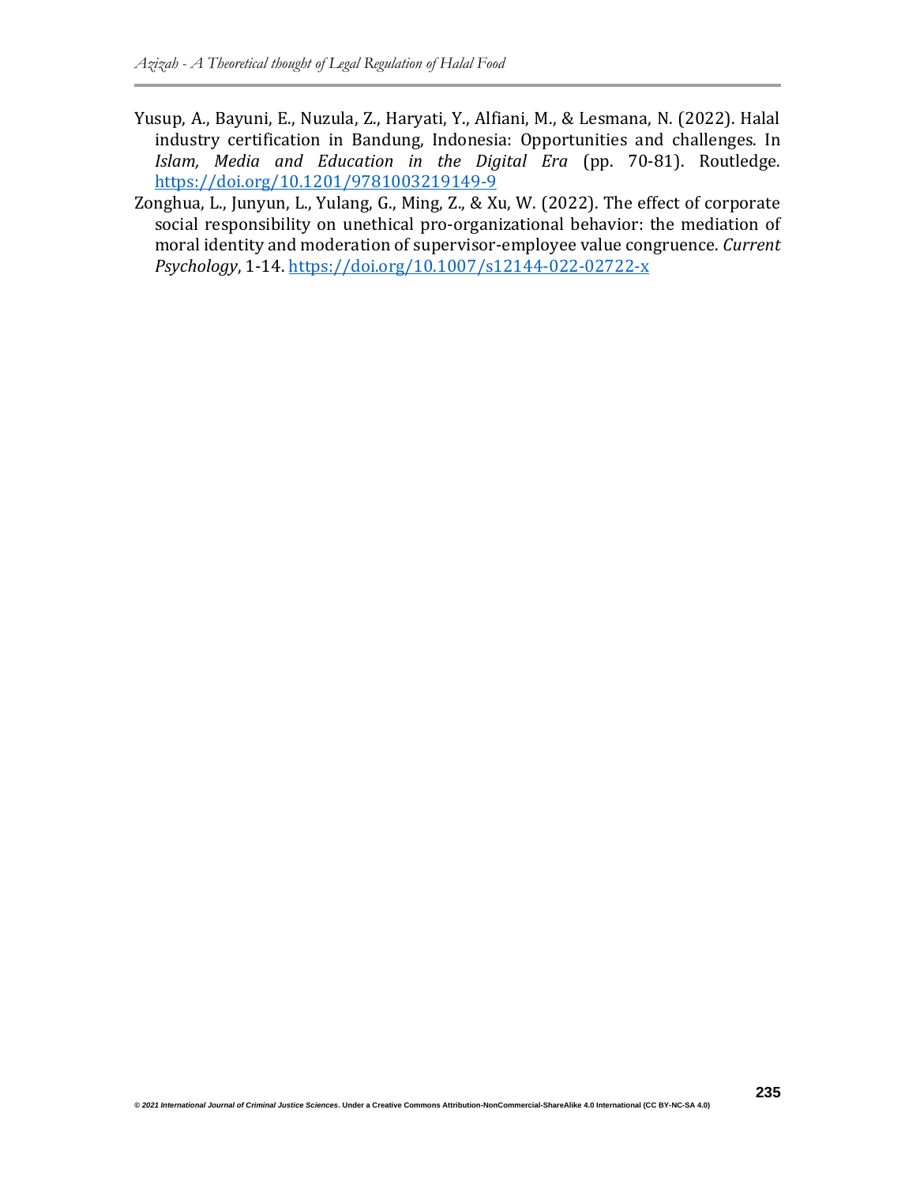Yusup, A., Bayuni, E., Nuzula, Z., Haryati, Y., Alfiani, M., & Lesmana, N. (2022). Halal industry certification in Bandung, Indonesia: Opportunities and challenges. In *Islam, Media and Education in the Digital Era* (pp. 70-81). Routledge. https://doi.org/10.1201/9781003219149-9

Zonghua, L., Junyun, L., Yulang, G., Ming, Z., & Xu, W. (2022). The effect of corporate social responsibility on unethical pro-organizational behavior: the mediation of moral identity and moderation of supervisor-employee value congruence. *Current Psychology*, 1-14. https://doi.org/10.1007/s12144-022-02722-x